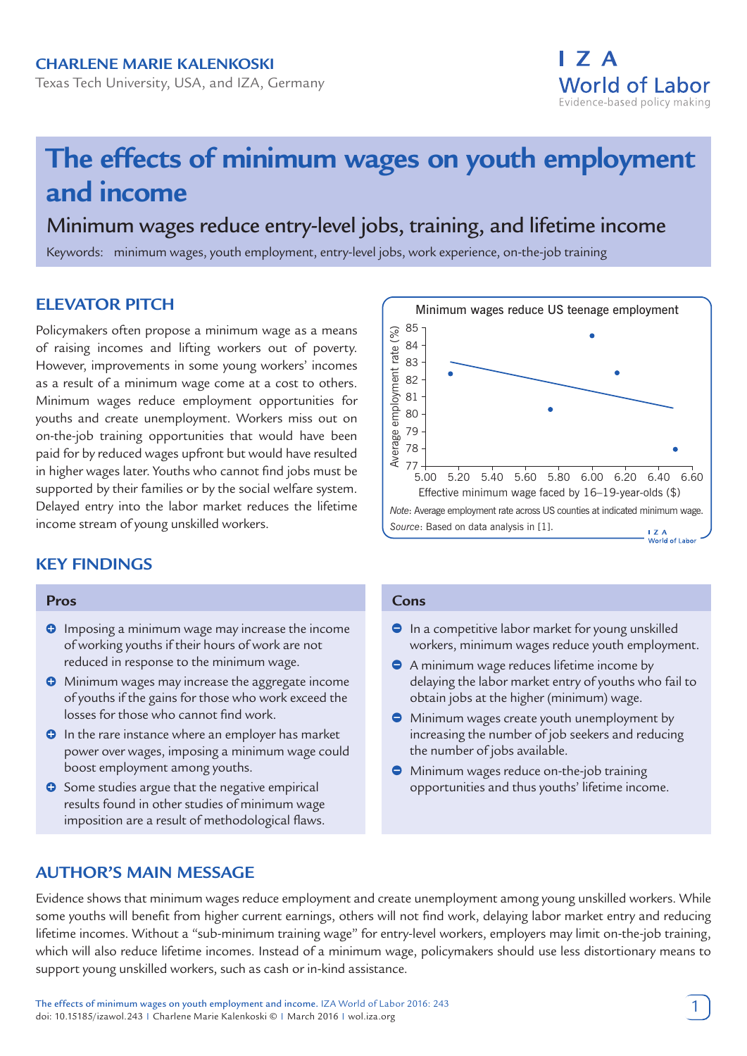**CHARLENE MARIE KALENKOSKI**

Texas Tech University, USA, and IZA, Germany

# The effects of minimum wages on youth employment and income

## Minimum wages reduce entry-level jobs, training, and lifetime income

Keywords: minimum wages, youth employment, entry-level jobs, work experience, on-the-job training

## ELEVATOR PITCH

Policymakers often propose a minimum wage as a means of raising incomes and lifting workers out of poverty. However, improvements in some young workers' incomes as a result of a minimum wage come at a cost to others. Minimum wages reduce employment opportunities for youths and create unemployment. Workers miss out on on-the-job training opportunities that would have been paid for by reduced wages upfront but would have resulted in higher wages later. Youths who cannot find jobs must be supported by their families or by the social welfare system. Delayed entry into the labor market reduces the lifetime income stream of young unskilled workers.

Minimum wages reduce US teenage employment

*Note*: Average employment rate across US counties at indicated minimum wage.

*Source*: Based on data analysis in [1].

## KEY FINDINGS

### Pros

- Imposing a minimum wage may increase the income of working youths if their hours of work are not reduced in response to the minimum wage.
- Minimum wages may increase the aggregate income of youths if the gains for those who work exceed the losses for those who cannot find work.
- In the rare instance where an employer has market power over wages, imposing a minimum wage could boost employment among youths.
- Some studies argue that the negative empirical results found in other studies of minimum wage imposition are a result of methodological flaws.

### Cons

- In a competitive labor market for young unskilled workers, minimum wages reduce youth employment.
- A minimum wage reduces lifetime income by delaying the labor market entry of youths who fail to obtain jobs at the higher (minimum) wage.
- Minimum wages create youth unemployment by increasing the number of job seekers and reducing the number of jobs available.
- Minimum wages reduce on-the-job training opportunities and thus youths' lifetime income.

## AUTHOR'S MAIN MESSAGE

Evidence shows that minimum wages reduce employment and create unemployment among young unskilled workers. While some youths will benefit from higher current earnings, others will not find work, delaying labor market entry and reducing lifetime incomes. Without a "sub-minimum training wage" for entry-level workers, employers may limit on-the-job training, which will also reduce lifetime incomes. Instead of a minimum wage, policymakers should use less distortionary means to support young unskilled workers, such as cash or in-kind assistance.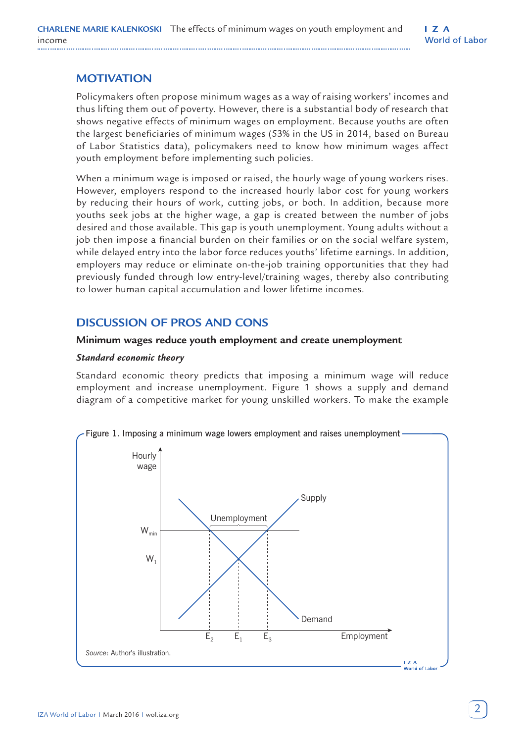## MOTIVATION

Policymakers often propose minimum wages as a way of raising workers' incomes and thus lifting them out of poverty. However, there is a substantial body of research that shows negative effects of minimum wages on employment. Because youths are often the largest beneficiaries of minimum wages (53% in the US in 2014, based on Bureau of Labor Statistics data), policymakers need to know how minimum wages affect youth employment before implementing such policies.

When a minimum wage is imposed or raised, the hourly wage of young workers rises. However, employers respond to the increased hourly labor cost for young workers by reducing their hours of work, cutting jobs, or both. In addition, because more youths seek jobs at the higher wage, a gap is created between the number of jobs desired and those available. This gap is youth unemployment. Young adults without a job then impose a financial burden on their families or on the social welfare system, while delayed entry into the labor force reduces youths' lifetime earnings. In addition, employers may reduce or eliminate on-the-job training opportunities that they had previously funded through low entry-level/training wages, thereby also contributing to lower human capital accumulation and lower lifetime incomes.

## DISCUSSION OF PROS AND CONS

### Minimum wages reduce youth employment and create unemployment

#### *Standard economic theory*

Standard economic theory predicts that imposing a minimum wage will reduce employment and increase unemployment. Figure 1 shows a supply and demand diagram of a competitive market for young unskilled workers. To make the example

Figure 1. Imposing a minimum wage lowers employment and raises unemployment

*Source*: Author's illustration.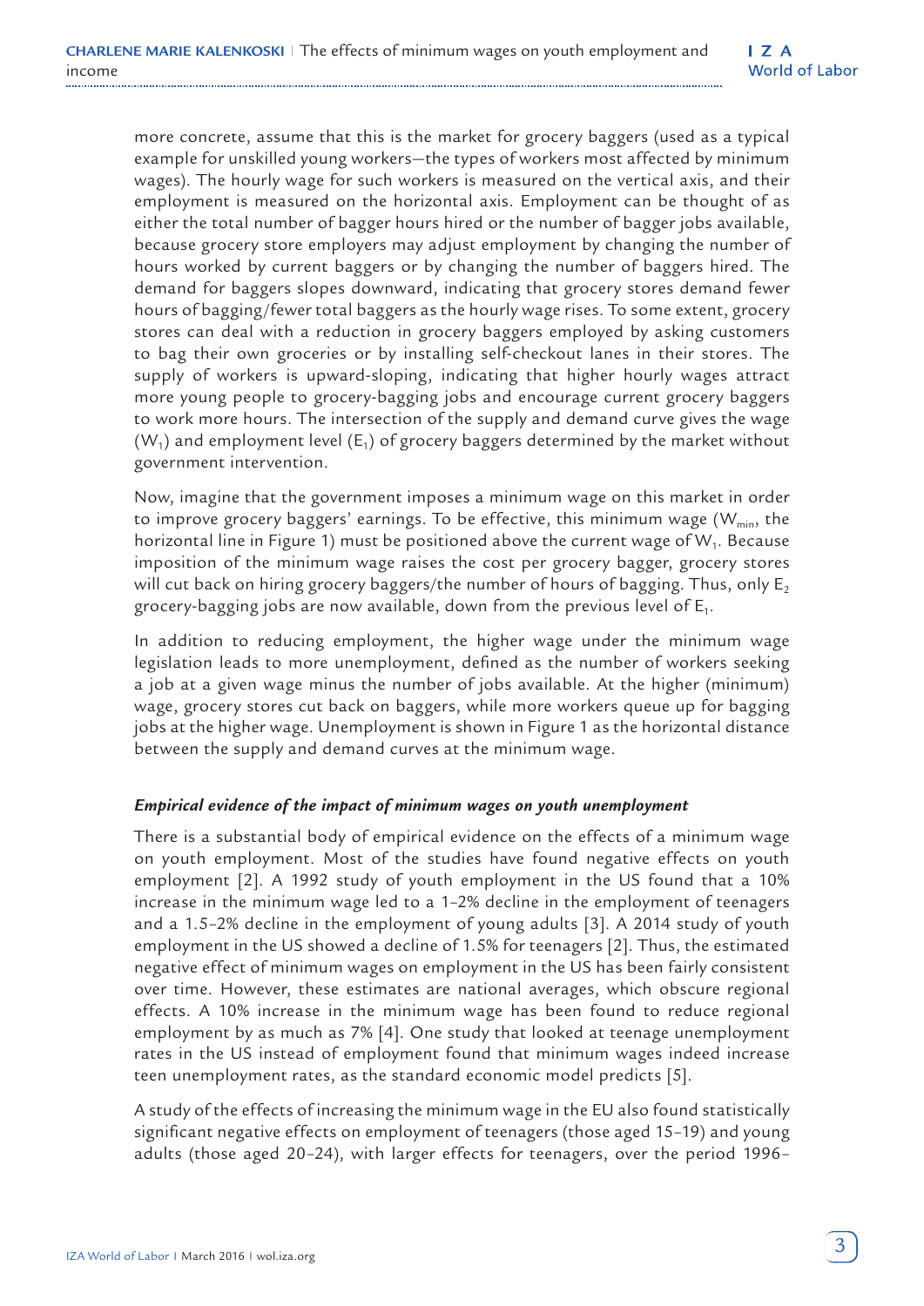more concrete, assume that this is the market for grocery baggers (used as a typical example for unskilled young workers—the types of workers most affected by minimum wages). The hourly wage for such workers is measured on the vertical axis, and their employment is measured on the horizontal axis. Employment can be thought of as either the total number of bagger hours hired or the number of bagger jobs available, because grocery store employers may adjust employment by changing the number of hours worked by current baggers or by changing the number of baggers hired. The demand for baggers slopes downward, indicating that grocery stores demand fewer hours of bagging/fewer total baggers as the hourly wage rises. To some extent, grocery stores can deal with a reduction in grocery baggers employed by asking customers to bag their own groceries or by installing self-checkout lanes in their stores. The supply of workers is upward-sloping, indicating that higher hourly wages attract more young people to grocery-bagging jobs and encourage current grocery baggers to work more hours. The intersection of the supply and demand curve gives the wage ($W_1$) and employment level ($E_1$) of grocery baggers determined by the market without government intervention.

Now, imagine that the government imposes a minimum wage on this market in order to improve grocery baggers' earnings. To be effective, this minimum wage ($W_{min}$, the horizontal line in Figure 1) must be positioned above the current wage of $W_1$. Because imposition of the minimum wage raises the cost per grocery bagger, grocery stores will cut back on hiring grocery baggers/the number of hours of bagging. Thus, only $E_2$ grocery-bagging jobs are now available, down from the previous level of $E_1$.

In addition to reducing employment, the higher wage under the minimum wage legislation leads to more unemployment, defined as the number of workers seeking a job at a given wage minus the number of jobs available. At the higher (minimum) wage, grocery stores cut back on baggers, while more workers queue up for bagging jobs at the higher wage. Unemployment is shown in Figure 1 as the horizontal distance between the supply and demand curves at the minimum wage.

***Empirical evidence of the impact of minimum wages on youth unemployment***

There is a substantial body of empirical evidence on the effects of a minimum wage on youth employment. Most of the studies have found negative effects on youth employment [2]. A 1992 study of youth employment in the US found that a 10% increase in the minimum wage led to a 1–2% decline in the employment of teenagers and a 1.5–2% decline in the employment of young adults [3]. A 2014 study of youth employment in the US showed a decline of 1.5% for teenagers [2]. Thus, the estimated negative effect of minimum wages on employment in the US has been fairly consistent over time. However, these estimates are national averages, which obscure regional effects. A 10% increase in the minimum wage has been found to reduce regional employment by as much as 7% [4]. One study that looked at teenage unemployment rates in the US instead of employment found that minimum wages indeed increase teen unemployment rates, as the standard economic model predicts [5].

A study of the effects of increasing the minimum wage in the EU also found statistically significant negative effects on employment of teenagers (those aged 15–19) and young adults (those aged 20–24), with larger effects for teenagers, over the period 1996–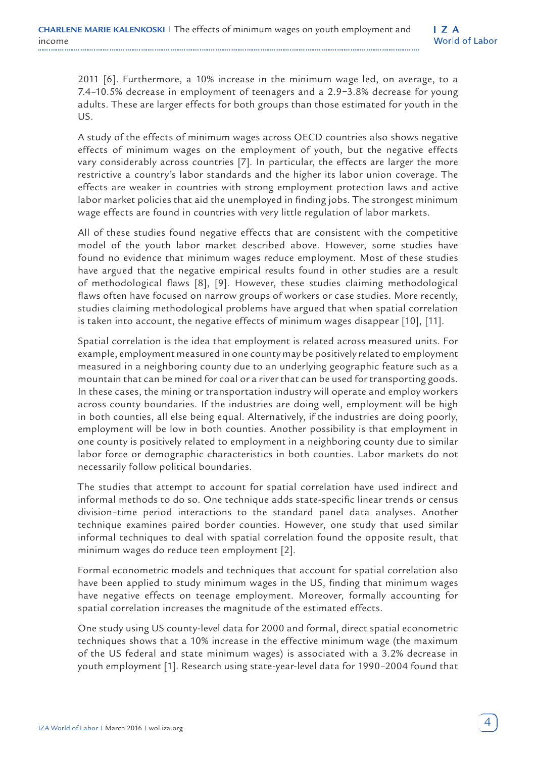2011 [6]. Furthermore, a 10% increase in the minimum wage led, on average, to a 7.4–10.5% decrease in employment of teenagers and a 2.9–3.8% decrease for young adults. These are larger effects for both groups than those estimated for youth in the US.

A study of the effects of minimum wages across OECD countries also shows negative effects of minimum wages on the employment of youth, but the negative effects vary considerably across countries [7]. In particular, the effects are larger the more restrictive a country's labor standards and the higher its labor union coverage. The effects are weaker in countries with strong employment protection laws and active labor market policies that aid the unemployed in finding jobs. The strongest minimum wage effects are found in countries with very little regulation of labor markets.

All of these studies found negative effects that are consistent with the competitive model of the youth labor market described above. However, some studies have found no evidence that minimum wages reduce employment. Most of these studies have argued that the negative empirical results found in other studies are a result of methodological flaws [8], [9]. However, these studies claiming methodological flaws often have focused on narrow groups of workers or case studies. More recently, studies claiming methodological problems have argued that when spatial correlation is taken into account, the negative effects of minimum wages disappear [10], [11].

Spatial correlation is the idea that employment is related across measured units. For example, employment measured in one county may be positively related to employment measured in a neighboring county due to an underlying geographic feature such as a mountain that can be mined for coal or a river that can be used for transporting goods. In these cases, the mining or transportation industry will operate and employ workers across county boundaries. If the industries are doing well, employment will be high in both counties, all else being equal. Alternatively, if the industries are doing poorly, employment will be low in both counties. Another possibility is that employment in one county is positively related to employment in a neighboring county due to similar labor force or demographic characteristics in both counties. Labor markets do not necessarily follow political boundaries.

The studies that attempt to account for spatial correlation have used indirect and informal methods to do so. One technique adds state-specific linear trends or census division–time period interactions to the standard panel data analyses. Another technique examines paired border counties. However, one study that used similar informal techniques to deal with spatial correlation found the opposite result, that minimum wages do reduce teen employment [2].

Formal econometric models and techniques that account for spatial correlation also have been applied to study minimum wages in the US, finding that minimum wages have negative effects on teenage employment. Moreover, formally accounting for spatial correlation increases the magnitude of the estimated effects.

One study using US county-level data for 2000 and formal, direct spatial econometric techniques shows that a 10% increase in the effective minimum wage (the maximum of the US federal and state minimum wages) is associated with a 3.2% decrease in youth employment [1]. Research using state-year-level data for 1990–2004 found that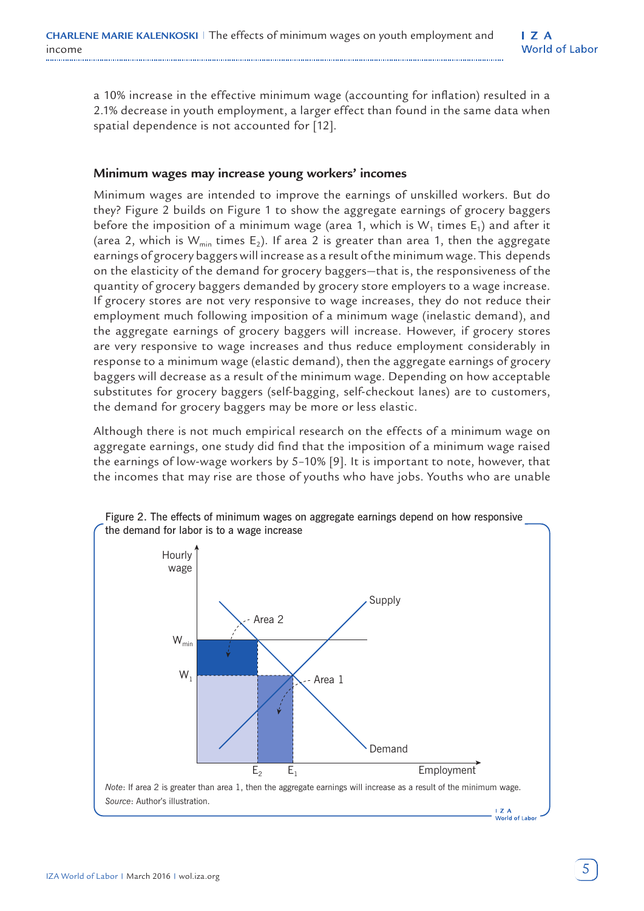a 10% increase in the effective minimum wage (accounting for inflation) resulted in a 2.1% decrease in youth employment, a larger effect than found in the same data when spatial dependence is not accounted for [12].

### Minimum wages may increase young workers' incomes

Minimum wages are intended to improve the earnings of unskilled workers. But do they? Figure 2 builds on Figure 1 to show the aggregate earnings of grocery baggers before the imposition of a minimum wage (area 1, which is $W_1$ times $E_1$) and after it (area 2, which is $W_{min}$ times $E_2$). If area 2 is greater than area 1, then the aggregate earnings of grocery baggers will increase as a result of the minimum wage. This depends on the elasticity of the demand for grocery baggers—that is, the responsiveness of the quantity of grocery baggers demanded by grocery store employers to a wage increase. If grocery stores are not very responsive to wage increases, they do not reduce their employment much following imposition of a minimum wage (inelastic demand), and the aggregate earnings of grocery baggers will increase. However, if grocery stores are very responsive to wage increases and thus reduce employment considerably in response to a minimum wage (elastic demand), then the aggregate earnings of grocery baggers will decrease as a result of the minimum wage. Depending on how acceptable substitutes for grocery baggers (self-bagging, self-checkout lanes) are to customers, the demand for grocery baggers may be more or less elastic.

Although there is not much empirical research on the effects of a minimum wage on aggregate earnings, one study did find that the imposition of a minimum wage raised the earnings of low-wage workers by 5–10% [9]. It is important to note, however, that the incomes that may rise are those of youths who have jobs. Youths who are unable

Figure 2. The effects of minimum wages on aggregate earnings depend on how responsive the demand for labor is to a wage increase

*Note*: If area 2 is greater than area 1, then the aggregate earnings will increase as a result of the minimum wage.
*Source*: Author's illustration.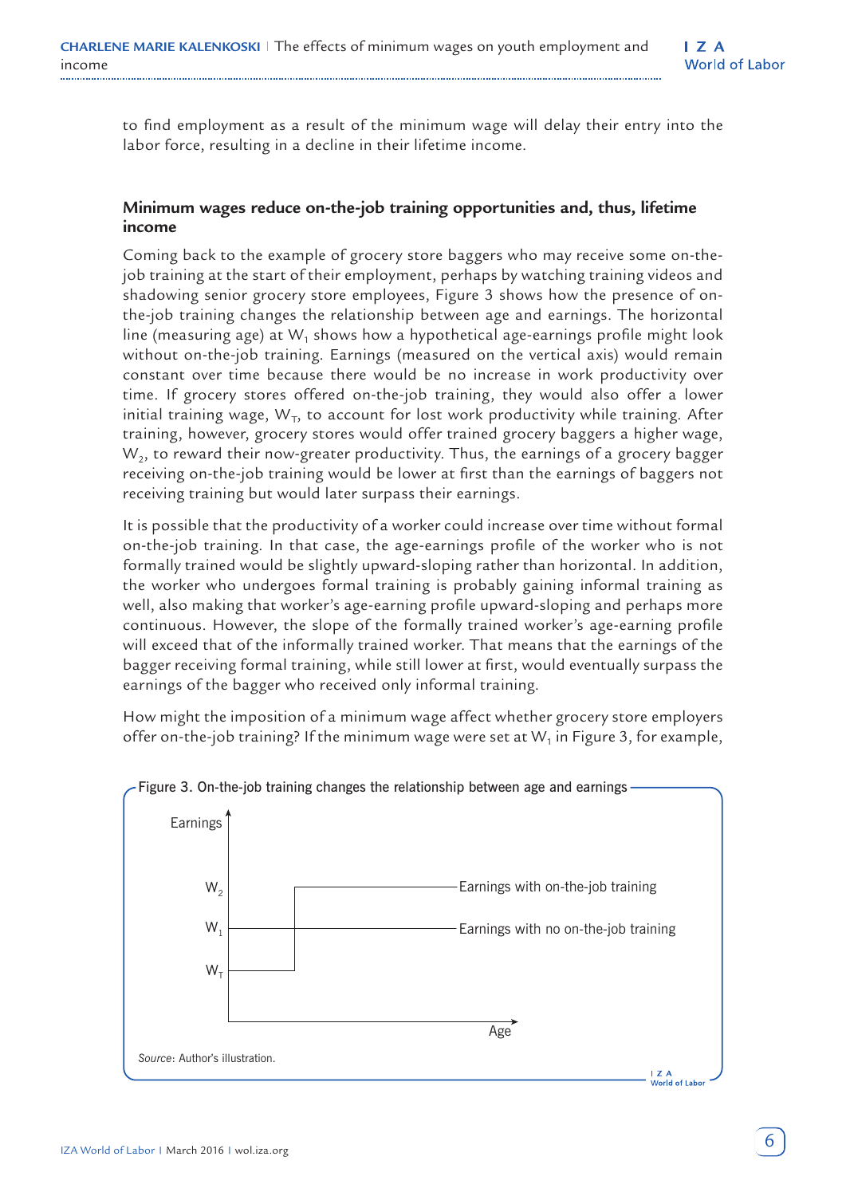to find employment as a result of the minimum wage will delay their entry into the labor force, resulting in a decline in their lifetime income.

### Minimum wages reduce on-the-job training opportunities and, thus, lifetime income

Coming back to the example of grocery store baggers who may receive some on-the-job training at the start of their employment, perhaps by watching training videos and shadowing senior grocery store employees, Figure 3 shows how the presence of on-the-job training changes the relationship between age and earnings. The horizontal line (measuring age) at $W_1$ shows how a hypothetical age-earnings profile might look without on-the-job training. Earnings (measured on the vertical axis) would remain constant over time because there would be no increase in work productivity over time. If grocery stores offered on-the-job training, they would also offer a lower initial training wage, $W_T$, to account for lost work productivity while training. After training, however, grocery stores would offer trained grocery baggers a higher wage, $W_2$, to reward their now-greater productivity. Thus, the earnings of a grocery bagger receiving on-the-job training would be lower at first than the earnings of baggers not receiving training but would later surpass their earnings.

It is possible that the productivity of a worker could increase over time without formal on-the-job training. In that case, the age-earnings profile of the worker who is not formally trained would be slightly upward-sloping rather than horizontal. In addition, the worker who undergoes formal training is probably gaining informal training as well, also making that worker's age-earning profile upward-sloping and perhaps more continuous. However, the slope of the formally trained worker's age-earning profile will exceed that of the informally trained worker. That means that the earnings of the bagger receiving formal training, while still lower at first, would eventually surpass the earnings of the bagger who received only informal training.

How might the imposition of a minimum wage affect whether grocery store employers offer on-the-job training? If the minimum wage were set at $W_1$ in Figure 3, for example,

Figure 3. On-the-job training changes the relationship between age and earnings

*Source*: Author's illustration.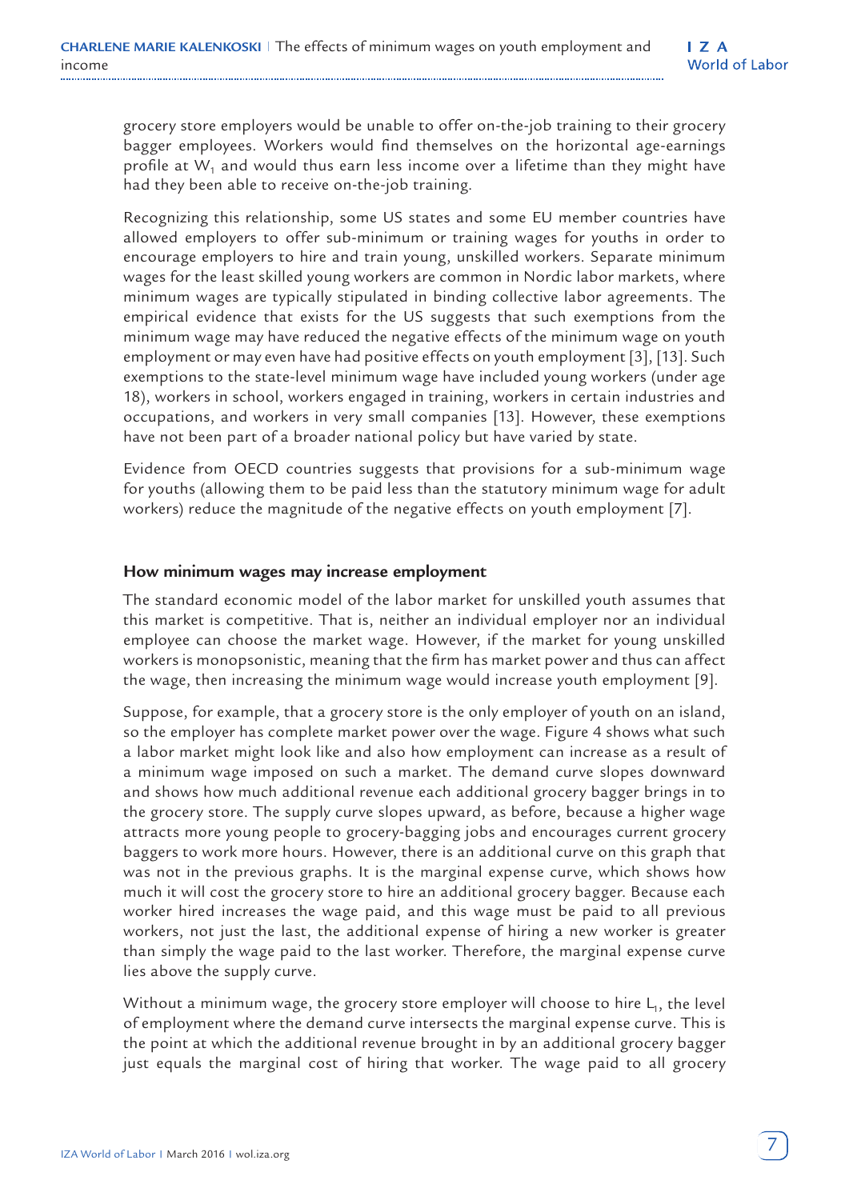grocery store employers would be unable to offer on-the-job training to their grocery bagger employees. Workers would find themselves on the horizontal age-earnings profile at $W_1$ and would thus earn less income over a lifetime than they might have had they been able to receive on-the-job training.

Recognizing this relationship, some US states and some EU member countries have allowed employers to offer sub-minimum or training wages for youths in order to encourage employers to hire and train young, unskilled workers. Separate minimum wages for the least skilled young workers are common in Nordic labor markets, where minimum wages are typically stipulated in binding collective labor agreements. The empirical evidence that exists for the US suggests that such exemptions from the minimum wage may have reduced the negative effects of the minimum wage on youth employment or may even have had positive effects on youth employment [3], [13]. Such exemptions to the state-level minimum wage have included young workers (under age 18), workers in school, workers engaged in training, workers in certain industries and occupations, and workers in very small companies [13]. However, these exemptions have not been part of a broader national policy but have varied by state.

Evidence from OECD countries suggests that provisions for a sub-minimum wage for youths (allowing them to be paid less than the statutory minimum wage for adult workers) reduce the magnitude of the negative effects on youth employment [7].

### How minimum wages may increase employment

The standard economic model of the labor market for unskilled youth assumes that this market is competitive. That is, neither an individual employer nor an individual employee can choose the market wage. However, if the market for young unskilled workers is monopsonistic, meaning that the firm has market power and thus can affect the wage, then increasing the minimum wage would increase youth employment [9].

Suppose, for example, that a grocery store is the only employer of youth on an island, so the employer has complete market power over the wage. Figure 4 shows what such a labor market might look like and also how employment can increase as a result of a minimum wage imposed on such a market. The demand curve slopes downward and shows how much additional revenue each additional grocery bagger brings in to the grocery store. The supply curve slopes upward, as before, because a higher wage attracts more young people to grocery-bagging jobs and encourages current grocery baggers to work more hours. However, there is an additional curve on this graph that was not in the previous graphs. It is the marginal expense curve, which shows how much it will cost the grocery store to hire an additional grocery bagger. Because each worker hired increases the wage paid, and this wage must be paid to all previous workers, not just the last, the additional expense of hiring a new worker is greater than simply the wage paid to the last worker. Therefore, the marginal expense curve lies above the supply curve.

Without a minimum wage, the grocery store employer will choose to hire $L_1$, the level of employment where the demand curve intersects the marginal expense curve. This is the point at which the additional revenue brought in by an additional grocery bagger just equals the marginal cost of hiring that worker. The wage paid to all grocery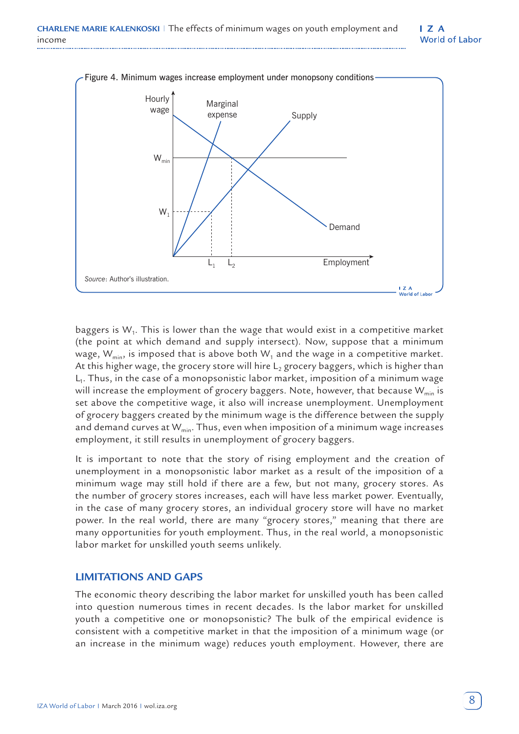Figure 4. Minimum wages increase employment under monopsony conditions

*Source*: Author's illustration.

baggers is $W_1$. This is lower than the wage that would exist in a competitive market (the point at which demand and supply intersect). Now, suppose that a minimum wage, $W_{min}$, is imposed that is above both $W_1$ and the wage in a competitive market. At this higher wage, the grocery store will hire $L_2$ grocery baggers, which is higher than $L_1$. Thus, in the case of a monopsonistic labor market, imposition of a minimum wage will increase the employment of grocery baggers. Note, however, that because $W_{min}$ is set above the competitive wage, it also will increase unemployment. Unemployment of grocery baggers created by the minimum wage is the difference between the supply and demand curves at $W_{min}$. Thus, even when imposition of a minimum wage increases employment, it still results in unemployment of grocery baggers.

It is important to note that the story of rising employment and the creation of unemployment in a monopsonistic labor market as a result of the imposition of a minimum wage may still hold if there are a few, but not many, grocery stores. As the number of grocery stores increases, each will have less market power. Eventually, in the case of many grocery stores, an individual grocery store will have no market power. In the real world, there are many "grocery stores," meaning that there are many opportunities for youth employment. Thus, in the real world, a monopsonistic labor market for unskilled youth seems unlikely.

## LIMITATIONS AND GAPS

The economic theory describing the labor market for unskilled youth has been called into question numerous times in recent decades. Is the labor market for unskilled youth a competitive one or monopsonistic? The bulk of the empirical evidence is consistent with a competitive market in that the imposition of a minimum wage (or an increase in the minimum wage) reduces youth employment. However, there are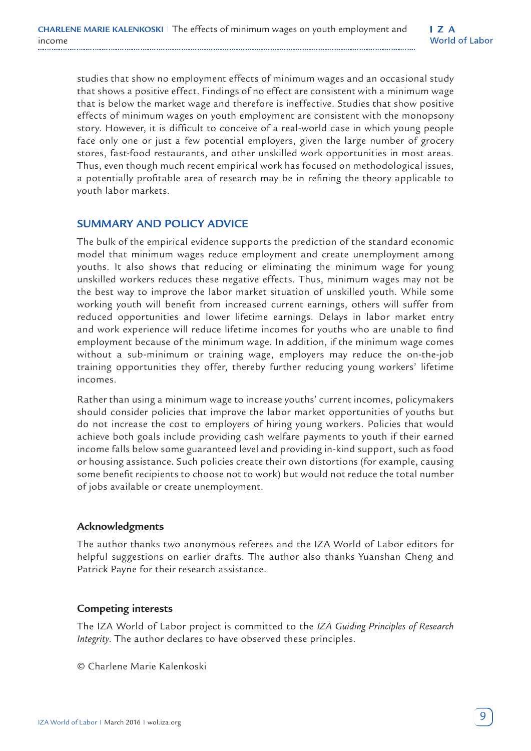studies that show no employment effects of minimum wages and an occasional study that shows a positive effect. Findings of no effect are consistent with a minimum wage that is below the market wage and therefore is ineffective. Studies that show positive effects of minimum wages on youth employment are consistent with the monopsony story. However, it is difficult to conceive of a real-world case in which young people face only one or just a few potential employers, given the large number of grocery stores, fast-food restaurants, and other unskilled work opportunities in most areas. Thus, even though much recent empirical work has focused on methodological issues, a potentially profitable area of research may be in refining the theory applicable to youth labor markets.

## SUMMARY AND POLICY ADVICE

The bulk of the empirical evidence supports the prediction of the standard economic model that minimum wages reduce employment and create unemployment among youths. It also shows that reducing or eliminating the minimum wage for young unskilled workers reduces these negative effects. Thus, minimum wages may not be the best way to improve the labor market situation of unskilled youth. While some working youth will benefit from increased current earnings, others will suffer from reduced opportunities and lower lifetime earnings. Delays in labor market entry and work experience will reduce lifetime incomes for youths who are unable to find employment because of the minimum wage. In addition, if the minimum wage comes without a sub-minimum or training wage, employers may reduce the on-the-job training opportunities they offer, thereby further reducing young workers' lifetime incomes.

Rather than using a minimum wage to increase youths' current incomes, policymakers should consider policies that improve the labor market opportunities of youths but do not increase the cost to employers of hiring young workers. Policies that would achieve both goals include providing cash welfare payments to youth if their earned income falls below some guaranteed level and providing in-kind support, such as food or housing assistance. Such policies create their own distortions (for example, causing some benefit recipients to choose not to work) but would not reduce the total number of jobs available or create unemployment.

### Acknowledgments

The author thanks two anonymous referees and the IZA World of Labor editors for helpful suggestions on earlier drafts. The author also thanks Yuanshan Cheng and Patrick Payne for their research assistance.

### Competing interests

The IZA World of Labor project is committed to the *IZA Guiding Principles of Research Integrity*. The author declares to have observed these principles.

© Charlene Marie Kalenkoski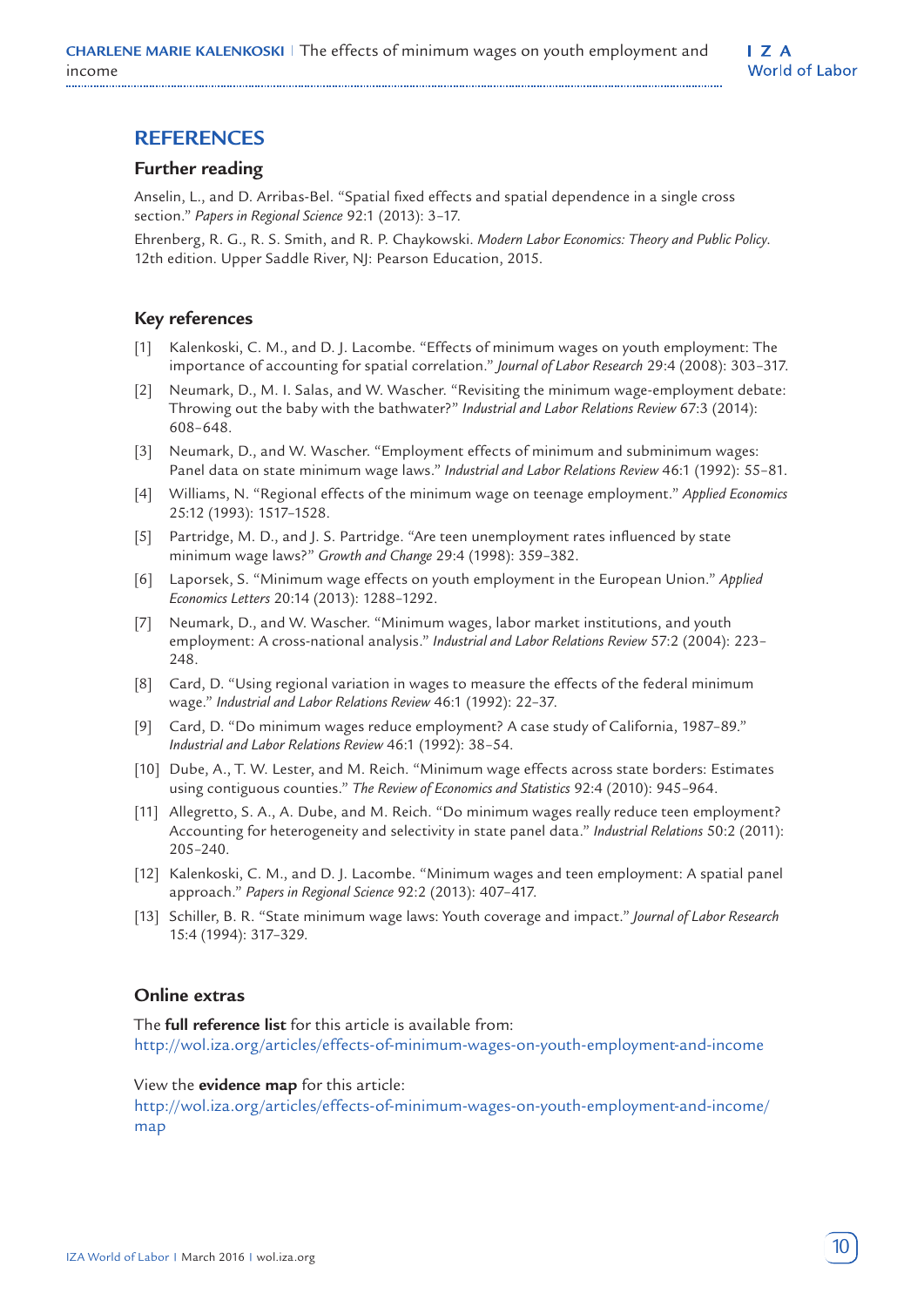## REFERENCES

### Further reading

Anselin, L., and D. Arribas-Bel. "Spatial fixed effects and spatial dependence in a single cross section." *Papers in Regional Science* 92:1 (2013): 3–17.

Ehrenberg, R. G., R. S. Smith, and R. P. Chaykowski. *Modern Labor Economics: Theory and Public Policy*. 12th edition. Upper Saddle River, NJ: Pearson Education, 2015.

### Key references

[1] Kalenkoski, C. M., and D. J. Lacombe. "Effects of minimum wages on youth employment: The importance of accounting for spatial correlation." *Journal of Labor Research* 29:4 (2008): 303–317.

[2] Neumark, D., M. I. Salas, and W. Wascher. "Revisiting the minimum wage-employment debate: Throwing out the baby with the bathwater?" *Industrial and Labor Relations Review* 67:3 (2014): 608–648.

[3] Neumark, D., and W. Wascher. "Employment effects of minimum and subminimum wages: Panel data on state minimum wage laws." *Industrial and Labor Relations Review* 46:1 (1992): 55–81.

[4] Williams, N. "Regional effects of the minimum wage on teenage employment." *Applied Economics* 25:12 (1993): 1517–1528.

[5] Partridge, M. D., and J. S. Partridge. "Are teen unemployment rates influenced by state minimum wage laws?" *Growth and Change* 29:4 (1998): 359–382.

[6] Laporsek, S. "Minimum wage effects on youth employment in the European Union." *Applied Economics Letters* 20:14 (2013): 1288–1292.

[7] Neumark, D., and W. Wascher. "Minimum wages, labor market institutions, and youth employment: A cross-national analysis." *Industrial and Labor Relations Review* 57:2 (2004): 223–248.

[8] Card, D. "Using regional variation in wages to measure the effects of the federal minimum wage." *Industrial and Labor Relations Review* 46:1 (1992): 22–37.

[9] Card, D. "Do minimum wages reduce employment? A case study of California, 1987–89." *Industrial and Labor Relations Review* 46:1 (1992): 38–54.

[10] Dube, A., T. W. Lester, and M. Reich. "Minimum wage effects across state borders: Estimates using contiguous counties." *The Review of Economics and Statistics* 92:4 (2010): 945–964.

[11] Allegretto, S. A., A. Dube, and M. Reich. "Do minimum wages really reduce teen employment? Accounting for heterogeneity and selectivity in state panel data." *Industrial Relations* 50:2 (2011): 205–240.

[12] Kalenkoski, C. M., and D. J. Lacombe. "Minimum wages and teen employment: A spatial panel approach." *Papers in Regional Science* 92:2 (2013): 407–417.

[13] Schiller, B. R. "State minimum wage laws: Youth coverage and impact." *Journal of Labor Research* 15:4 (1994): 317–329.

### Online extras

The **full reference list** for this article is available from:
http://wol.iza.org/articles/effects-of-minimum-wages-on-youth-employment-and-income

View the **evidence map** for this article:
http://wol.iza.org/articles/effects-of-minimum-wages-on-youth-employment-and-income/map